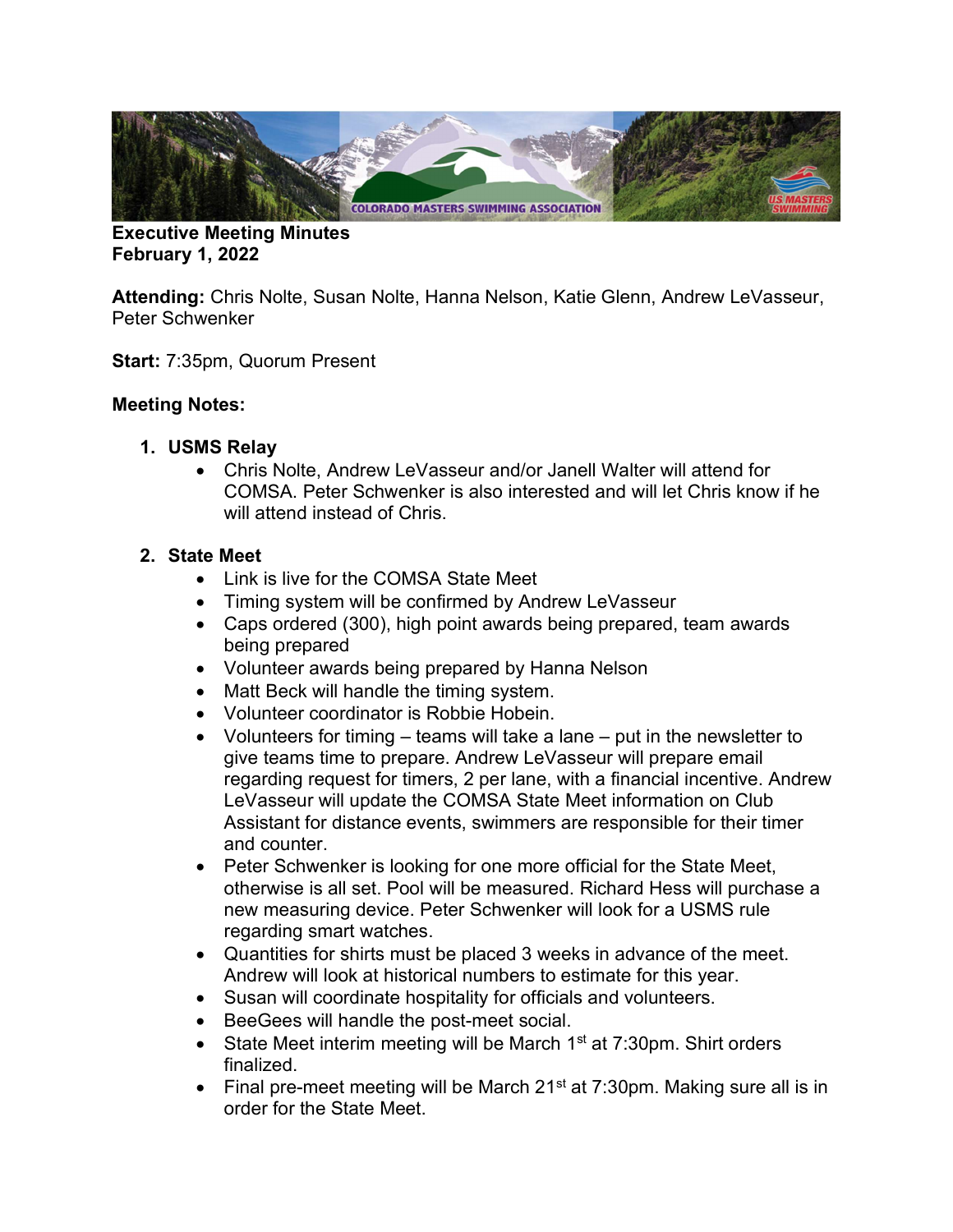**Executive Meeting Minutes**
**February 1, 2022**

**Attending:** Chris Nolte, Susan Nolte, Hanna Nelson, Katie Glenn, Andrew LeVasseur, Peter Schwenker

**Start:** 7:35pm, Quorum Present

**Meeting Notes:**

1. **USMS Relay**
   - Chris Nolte, Andrew LeVasseur and/or Janell Walter will attend for COMSA. Peter Schwenker is also interested and will let Chris know if he will attend instead of Chris.

2. **State Meet**
   - Link is live for the COMSA State Meet
   - Timing system will be confirmed by Andrew LeVasseur
   - Caps ordered (300), high point awards being prepared, team awards being prepared
   - Volunteer awards being prepared by Hanna Nelson
   - Matt Beck will handle the timing system.
   - Volunteer coordinator is Robbie Hobein.
   - Volunteers for timing – teams will take a lane – put in the newsletter to give teams time to prepare. Andrew LeVasseur will prepare email regarding request for timers, 2 per lane, with a financial incentive. Andrew LeVasseur will update the COMSA State Meet information on Club Assistant for distance events, swimmers are responsible for their timer and counter.
   - Peter Schwenker is looking for one more official for the State Meet, otherwise is all set. Pool will be measured. Richard Hess will purchase a new measuring device. Peter Schwenker will look for a USMS rule regarding smart watches.
   - Quantities for shirts must be placed 3 weeks in advance of the meet. Andrew will look at historical numbers to estimate for this year.
   - Susan will coordinate hospitality for officials and volunteers.
   - BeeGees will handle the post-meet social.
   - State Meet interim meeting will be March 1st at 7:30pm. Shirt orders finalized.
   - Final pre-meet meeting will be March 21st at 7:30pm. Making sure all is in order for the State Meet.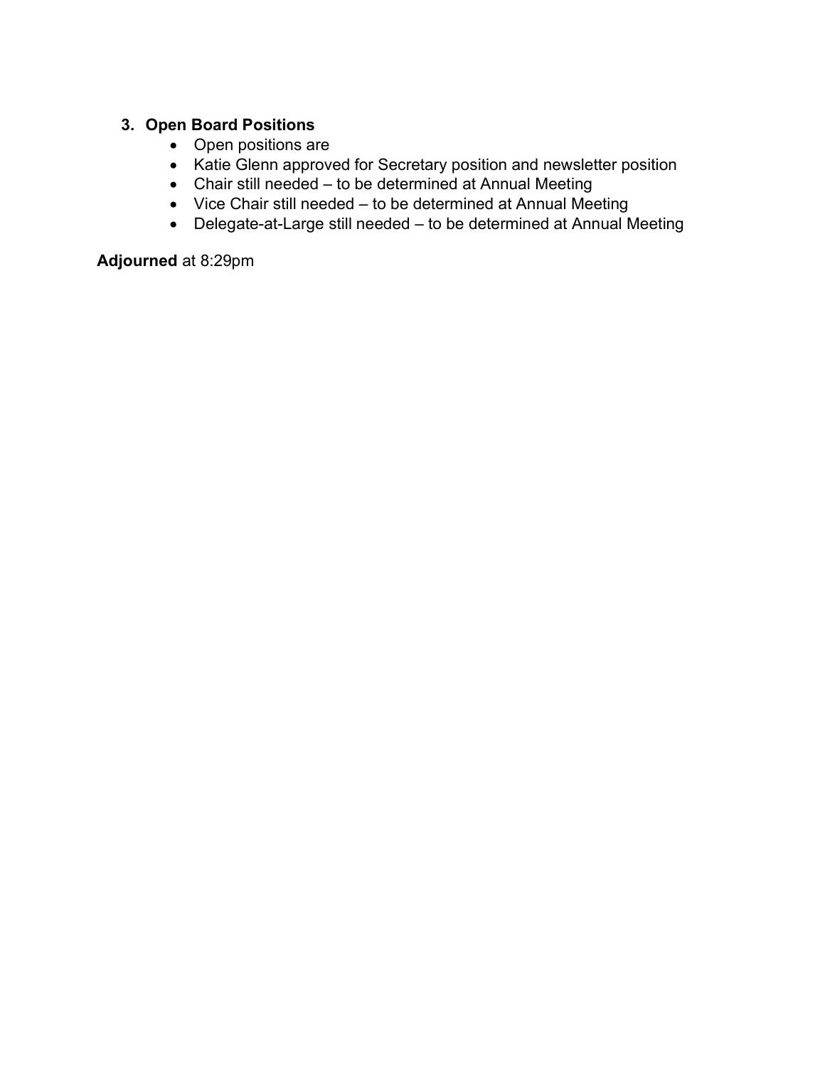3. **Open Board Positions**
    - Open positions are
    - Katie Glenn approved for Secretary position and newsletter position
    - Chair still needed – to be determined at Annual Meeting
    - Vice Chair still needed – to be determined at Annual Meeting
    - Delegate-at-Large still needed – to be determined at Annual Meeting

**Adjourned** at 8:29pm